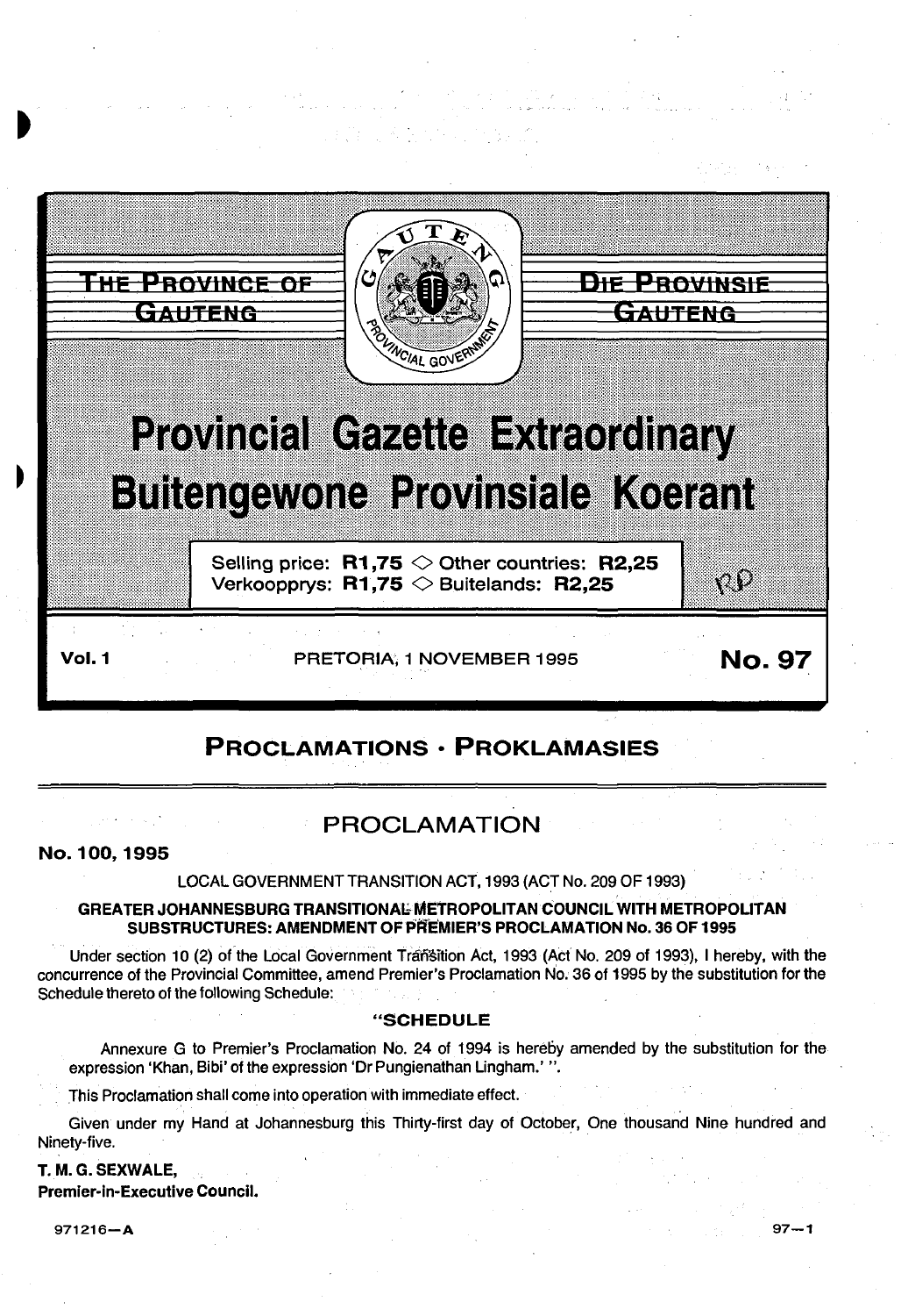THE PROVINCE OF GAUTENG

DIE PROVINSIE GAUTENG

# Provincial Gazette Extraordinary
# Buitengewone Provinsiale Koerant

Selling price: **R1,75** ◇ Other countries: **R2,25**
Verkoopprys: **R1,75** ◇ Buitelands: **R2,25**

**Vol. 1** PRETORIA, 1 NOVEMBER 1995 **No. 97**

## PROCLAMATIONS • PROKLAMASIES

### PROCLAMATION

**No. 100, 1995**

LOCAL GOVERNMENT TRANSITION ACT, 1993 (ACT No. 209 OF 1993)

**GREATER JOHANNESBURG TRANSITIONAL METROPOLITAN COUNCIL WITH METROPOLITAN SUBSTRUCTURES: AMENDMENT OF PREMIER'S PROCLAMATION No. 36 OF 1995**

Under section 10 (2) of the Local Government Transition Act, 1993 (Act No. 209 of 1993), I hereby, with the concurrence of the Provincial Committee, amend Premier's Proclamation No. 36 of 1995 by the substitution for the Schedule thereto of the following Schedule:

**"SCHEDULE**

Annexure G to Premier's Proclamation No. 24 of 1994 is hereby amended by the substitution for the expression 'Khan, Bibi' of the expression 'Dr Pungienathan Lingham.' ".

This Proclamation shall come into operation with immediate effect.

Given under my Hand at Johannesburg this Thirty-first day of October, One thousand Nine hundred and Ninety-five.

**T. M. G. SEXWALE,**
**Premier-in-Executive Council.**

971216—A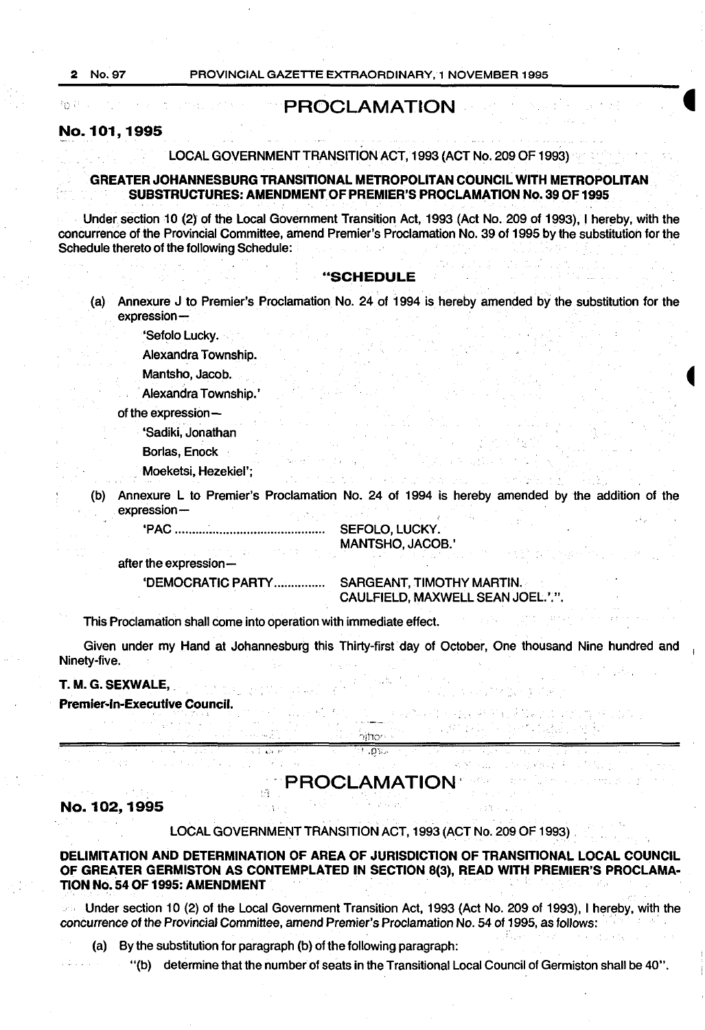## PROCLAMATION

### No. 101, 1995

LOCAL GOVERNMENT TRANSITION ACT, 1993 (ACT No. 209 OF 1993)

**GREATER JOHANNESBURG TRANSITIONAL METROPOLITAN COUNCIL WITH METROPOLITAN SUBSTRUCTURES: AMENDMENT OF PREMIER'S PROCLAMATION No. 39 OF 1995**

Under section 10 (2) of the Local Government Transition Act, 1993 (Act No. 209 of 1993), I hereby, with the concurrence of the Provincial Committee, amend Premier's Proclamation No. 39 of 1995 by the substitution for the Schedule thereto of the following Schedule:

**"SCHEDULE**

(a) Annexure J to Premier's Proclamation No. 24 of 1994 is hereby amended by the substitution for the expression—

'Sefolo Lucky.

Alexandra Township.

Mantsho, Jacob.

Alexandra Township.'

of the expression—

'Sadiki, Jonathan

Borlas, Enock

Moeketsi, Hezekiel';

(b) Annexure L to Premier's Proclamation No. 24 of 1994 is hereby amended by the addition of the expression—

'PAC ........................................... SEFOLO, LUCKY.
MANTSHO, JACOB.'

after the expression—

'DEMOCRATIC PARTY............... SARGEANT, TIMOTHY MARTIN.
CAULFIELD, MAXWELL SEAN JOEL.'.".

This Proclamation shall come into operation with immediate effect.

Given under my Hand at Johannesburg this Thirty-first day of October, One thousand Nine hundred and Ninety-five.

**T. M. G. SEXWALE,**

**Premier-in-Executive Council.**

## PROCLAMATION

### No. 102, 1995

LOCAL GOVERNMENT TRANSITION ACT, 1993 (ACT No. 209 OF 1993)

**DELIMITATION AND DETERMINATION OF AREA OF JURISDICTION OF TRANSITIONAL LOCAL COUNCIL OF GREATER GERMISTON AS CONTEMPLATED IN SECTION 8(3), READ WITH PREMIER'S PROCLAMATION No. 54 OF 1995: AMENDMENT**

Under section 10 (2) of the Local Government Transition Act, 1993 (Act No. 209 of 1993), I hereby, with the concurrence of the Provincial Committee, amend Premier's Proclamation No. 54 of 1995, as follows:

(a) By the substitution for paragraph (b) of the following paragraph:

"(b) determine that the number of seats in the Transitional Local Council of Germiston shall be 40".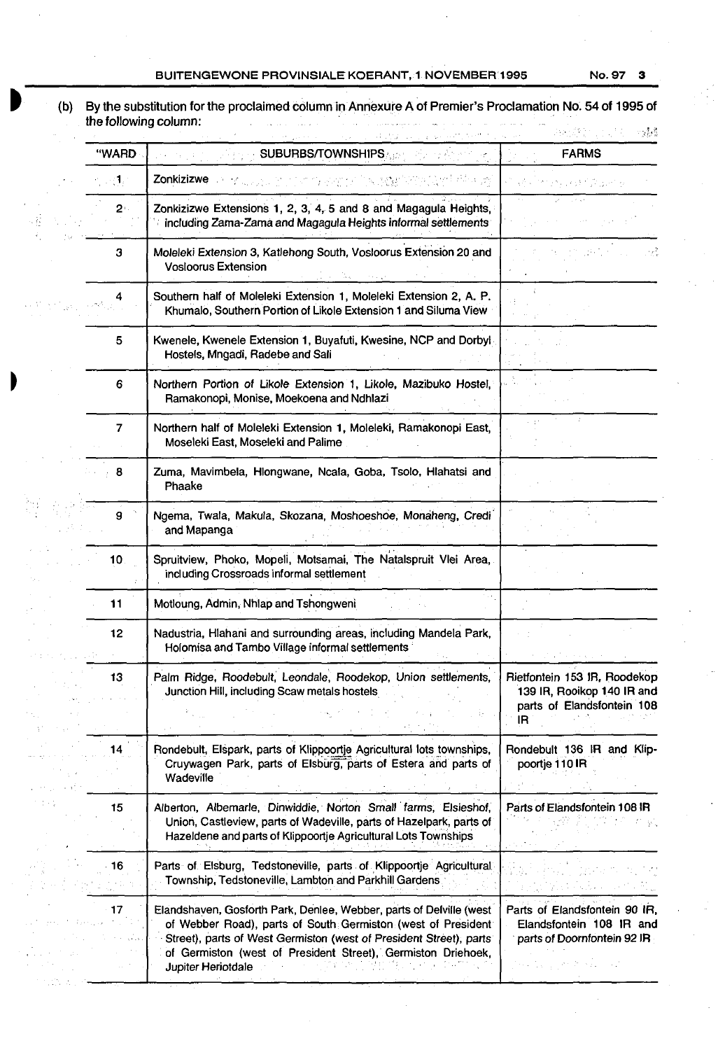(b) By the substitution for the proclaimed column in Annexure A of Premier's Proclamation No. 54 of 1995 of the following column:

| "WARD | SUBURBS/TOWNSHIPS | FARMS |
|---|---|---|
| 1 | Zonkizizwe | |
| 2 | Zonkizizwe Extensions 1, 2, 3, 4, 5 and 8 and Magagula Heights, including Zama-Zama and Magagula Heights informal settlements | |
| 3 | Moleleki Extension 3, Katlehong South, Vosloorus Extension 20 and Vosloorus Extension | |
| 4 | Southern half of Moleleki Extension 1, Moleleki Extension 2, A. P. Khumalo, Southern Portion of Likole Extension 1 and Siluma View | |
| 5 | Kwenele, Kwenele Extension 1, Buyafuti, Kwesine, NCP and Dorbyl Hostels, Mngadi, Radebe and Sali | |
| 6 | Northern Portion of Likole Extension 1, Likole, Mazibuko Hostel, Ramakonopi, Monise, Moekoena and Ndhlazi | |
| 7 | Northern half of Moleleki Extension 1, Moleleki, Ramakonopi East, Moseleki East, Moseleki and Palime | |
| 8 | Zuma, Mavimbela, Hlongwane, Ncala, Goba, Tsolo, Hlahatsi and Phaake | |
| 9 | Ngema, Twala, Makula, Skozana, Moshoeshoe, Monaheng, Credi and Mapanga | |
| 10 | Spruitview, Phoko, Mopeli, Motsamai, The Natalspruit Vlei Area, including Crossroads informal settlement | |
| 11 | Motloung, Admin, Nhlap and Tshongweni | |
| 12 | Nadustria, Hlahani and surrounding areas, including Mandela Park, Holomisa and Tambo Village informal settlements | |
| 13 | Palm Ridge, Roodebult, Leondale, Roodekop, Union settlements, Junction Hill, including Scaw metals hostels | Rietfontein 153 IR, Roodekop 139 IR, Rooikop 140 IR and parts of Elandsfontein 108 IR |
| 14 | Rondebult, Elspark, parts of Klippoortje Agricultural lots townships, Cruywagen Park, parts of Elsburg, parts of Estera and parts of Wadeville | Rondebult 136 IR and Klippoortje 110 IR |
| 15 | Alberton, Albemarle, Dinwiddie, Norton Small farms, Elsieshof, Union, Castleview, parts of Wadeville, parts of Hazelpark, parts of Hazeldene and parts of Klippoortje Agricultural Lots Townships | Parts of Elandsfontein 108 IR |
| 16 | Parts of Elsburg, Tedstoneville, parts of Klippoortje Agricultural Township, Tedstoneville, Lambton and Parkhill Gardens | |
| 17 | Elandshaven, Gosforth Park, Denlee, Webber, parts of Delville (west of Webber Road), parts of South Germiston (west of President Street), parts of West Germiston (west of President Street), parts of Germiston (west of President Street), Germiston Driehoek, Jupiter Heriotdale | Parts of Elandsfontein 90 IR, Elandsfontein 108 IR and parts of Doornfontein 92 IR |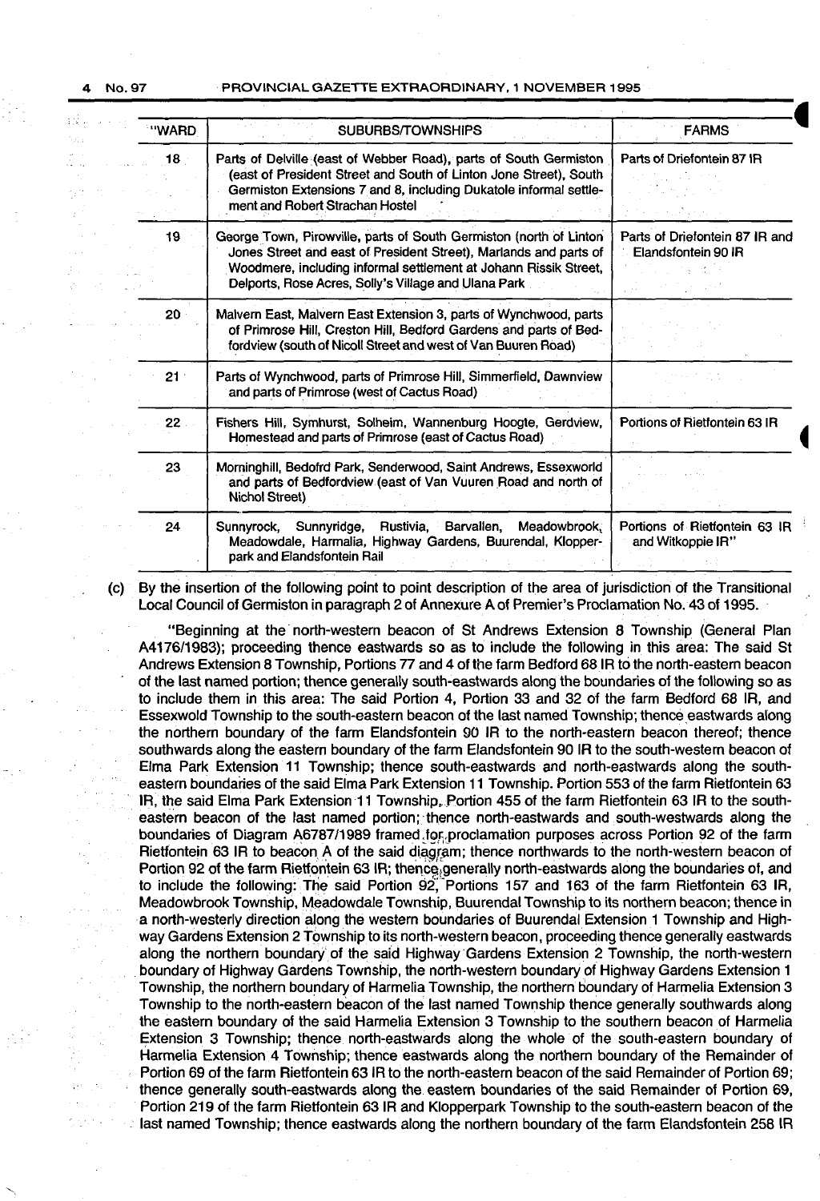| "WARD | SUBURBS/TOWNSHIPS | FARMS |
|---|---|---|
| 18 | Parts of Delville (east of Webber Road), parts of South Germiston (east of President Street and South of Linton Jone Street), South Germiston Extensions 7 and 8, including Dukatole informal settlement and Robert Strachan Hostel | Parts of Driefontein 87 IR |
| 19 | George Town, Pirowville, parts of South Germiston (north of Linton Jones Street and east of President Street), Marlands and parts of Woodmere, including informal settlement at Johann Rissik Street, Delports, Rose Acres, Solly's Village and Ulana Park | Parts of Driefontein 87 IR and Elandsfontein 90 IR |
| 20 | Malvern East, Malvern East Extension 3, parts of Wynchwood, parts of Primrose Hill, Creston Hill, Bedford Gardens and parts of Bedfordview (south of Nicoll Street and west of Van Buuren Road) | |
| 21 | Parts of Wynchwood, parts of Primrose Hill, Simmerfield, Dawnview and parts of Primrose (west of Cactus Road) | |
| 22 | Fishers Hill, Symhurst, Solheim, Wannenburg Hoogte, Gerdview, Homestead and parts of Primrose (east of Cactus Road) | Portions of Rietfontein 63 IR |
| 23 | Morninghill, Bedofrd Park, Senderwood, Saint Andrews, Essexworld and parts of Bedfordview (east of Van Vuuren Road and north of Nichol Street) | |
| 24 | Sunnyrock, Sunnyridge, Rustivia, Barvallen, Meadowbrook, Meadowdale, Harmalia, Highway Gardens, Buurendal, Klopperpark and Elandsfontein Rail | Portions of Rietfontein 63 IR and Witkoppie IR" |

(c) By the insertion of the following point to point description of the area of jurisdiction of the Transitional Local Council of Germiston in paragraph 2 of Annexure A of Premier's Proclamation No. 43 of 1995.

"Beginning at the north-western beacon of St Andrews Extension 8 Township (General Plan A4176/1983); proceeding thence eastwards so as to include the following in this area: The said St Andrews Extension 8 Township, Portions 77 and 4 of the farm Bedford 68 IR to the north-eastern beacon of the last named portion; thence generally south-eastwards along the boundaries of the following so as to include them in this area: The said Portion 4, Portion 33 and 32 of the farm Bedford 68 IR, and Essexwold Township to the south-eastern beacon of the last named Township; thence eastwards along the northern boundary of the farm Elandsfontein 90 IR to the north-eastern beacon thereof; thence southwards along the eastern boundary of the farm Elandsfontein 90 IR to the south-western beacon of Elma Park Extension 11 Township; thence south-eastwards and north-eastwards along the south-eastern boundaries of the said Elma Park Extension 11 Township. Portion 553 of the farm Rietfontein 63 IR, the said Elma Park Extension 11 Township, Portion 455 of the farm Rietfontein 63 IR to the south-eastern beacon of the last named portion; thence north-eastwards and south-westwards along the boundaries of Diagram A6787/1989 framed for proclamation purposes across Portion 92 of the farm Rietfontein 63 IR to beacon A of the said diagram; thence northwards to the north-western beacon of Portion 92 of the farm Rietfontein 63 IR; thence generally north-eastwards along the boundaries of, and to include the following: The said Portion 92, Portions 157 and 163 of the farm Rietfontein 63 IR, Meadowbrook Township, Meadowdale Township, Buurendal Township to its northern beacon; thence in a north-westerly direction along the western boundaries of Buurendal Extension 1 Township and Highway Gardens Extension 2 Township to its north-western beacon, proceeding thence generally eastwards along the northern boundary of the said Highway Gardens Extension 2 Township, the north-western boundary of Highway Gardens Township, the north-western boundary of Highway Gardens Extension 1 Township, the northern boundary of Harmelia Township, the northern boundary of Harmelia Extension 3 Township to the north-eastern beacon of the last named Township thence generally southwards along the eastern boundary of the said Harmelia Extension 3 Township to the southern beacon of Harmelia Extension 3 Township; thence north-eastwards along the whole of the south-eastern boundary of Harmelia Extension 4 Township; thence eastwards along the northern boundary of the Remainder of Portion 69 of the farm Rietfontein 63 IR to the north-eastern beacon of the said Remainder of Portion 69; thence generally south-eastwards along the eastern boundaries of the said Remainder of Portion 69, Portion 219 of the farm Rietfontein 63 IR and Klopperpark Township to the south-eastern beacon of the last named Township; thence eastwards along the northern boundary of the farm Elandsfontein 258 IR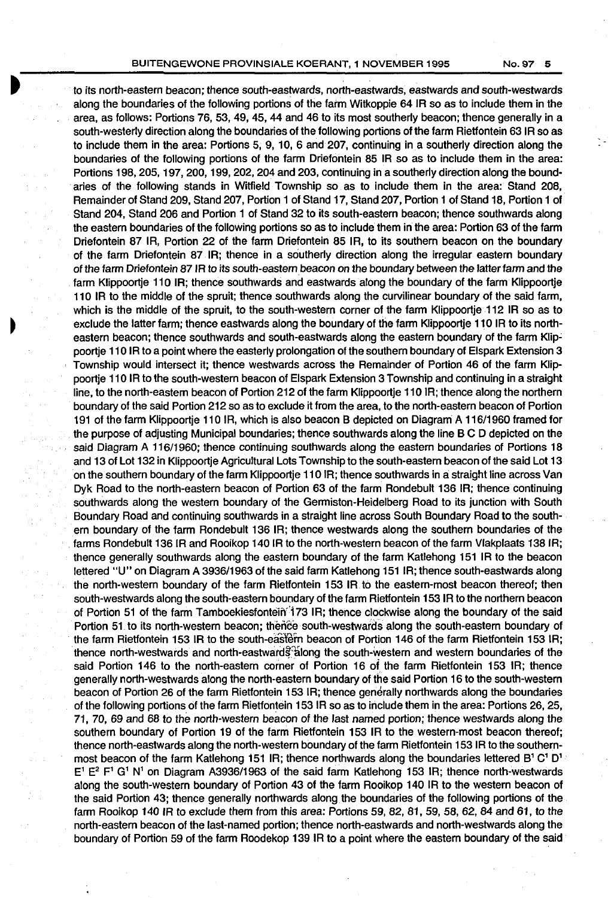to its north-eastern beacon; thence south-eastwards, north-eastwards, eastwards and south-westwards along the boundaries of the following portions of the farm Witkoppie 64 IR so as to include them in the area, as follows: Portions 76, 53, 49, 45, 44 and 46 to its most southerly beacon; thence generally in a south-westerly direction along the boundaries of the following portions of the farm Rietfontein 63 IR so as to include them in the area: Portions 5, 9, 10, 6 and 207, continuing in a southerly direction along the boundaries of the following portions of the farm Driefontein 85 IR so as to include them in the area: Portions 198, 205, 197, 200, 199, 202, 204 and 203, continuing in a southerly direction along the boundaries of the following stands in Witfield Township so as to include them in the area: Stand 208, Remainder of Stand 209, Stand 207, Portion 1 of Stand 17, Stand 207, Portion 1 of Stand 18, Portion 1 of Stand 204, Stand 206 and Portion 1 of Stand 32 to its south-eastern beacon; thence southwards along the eastern boundaries of the following portions so as to include them in the area: Portion 63 of the farm Driefontein 87 IR, Portion 22 of the farm Driefontein 85 IR, to its southern beacon on the boundary of the farm Driefontein 87 IR; thence in a southerly direction along the irregular eastern boundary of the farm Driefontein 87 IR to its south-eastern beacon on the boundary between the latter farm and the farm Klippoortje 110 IR; thence southwards and eastwards along the boundary of the farm Klippoortje 110 IR to the middle of the spruit; thence southwards along the curvilinear boundary of the said farm, which is the middle of the spruit, to the south-western corner of the farm Klippoortje 112 IR so as to exclude the latter farm; thence eastwards along the boundary of the farm Klippoortje 110 IR to its north-eastern beacon; thence southwards and south-eastwards along the eastern boundary of the farm Klippoortje 110 IR to a point where the easterly prolongation of the southern boundary of Elspark Extension 3 Township would intersect it; thence westwards across the Remainder of Portion 46 of the farm Klippoortje 110 IR to the south-western beacon of Elspark Extension 3 Township and continuing in a straight line, to the north-eastern beacon of Portion 212 of the farm Klippoortje 110 IR; thence along the northern boundary of the said Portion 212 so as to exclude it from the area, to the north-eastern beacon of Portion 191 of the farm Klippoortje 110 IR, which is also beacon B depicted on Diagram A 116/1960 framed for the purpose of adjusting Municipal boundaries; thence southwards along the line B C D depicted on the said Diagram A 116/1960; thence continuing southwards along the eastern boundaries of Portions 18 and 13 of Lot 132 in Klippoortje Agricultural Lots Township to the south-eastern beacon of the said Lot 13 on the southern boundary of the farm Klippoortje 110 IR; thence southwards in a straight line across Van Dyk Road to the north-eastern beacon of Portion 63 of the farm Rondebult 136 IR; thence continuing southwards along the western boundary of the Germiston-Heidelberg Road to its junction with South Boundary Road and continuing southwards in a straight line across South Boundary Road to the southern boundary of the farm Rondebult 136 IR; thence westwards along the southern boundaries of the farms Rondebult 136 IR and Rooikop 140 IR to the north-western beacon of the farm Vlakplaats 138 IR; thence generally southwards along the eastern boundary of the farm Katlehong 151 IR to the beacon lettered "U" on Diagram A 3936/1963 of the said farm Katlehong 151 IR; thence south-eastwards along the north-western boundary of the farm Rietfontein 153 IR to the eastern-most beacon thereof; then south-westwards along the south-eastern boundary of the farm Rietfontein 153 IR to the northern beacon of Portion 51 of the farm Tamboekiesfontein 173 IR; thence clockwise along the boundary of the said Portion 51 to its north-western beacon; thence south-westwards along the south-eastern boundary of the farm Rietfontein 153 IR to the south-eastern beacon of Portion 146 of the farm Rietfontein 153 IR; thence north-westwards and north-eastwards along the south-western and western boundaries of the said Portion 146 to the north-eastern corner of Portion 16 of the farm Rietfontein 153 IR; thence generally north-westwards along the north-eastern boundary of the said Portion 16 to the south-western beacon of Portion 26 of the farm Rietfontein 153 IR; thence generally northwards along the boundaries of the following portions of the farm Rietfontein 153 IR so as to include them in the area: Portions 26, 25, 71, 70, 69 and 68 to the north-western beacon of the last named portion; thence westwards along the southern boundary of Portion 19 of the farm Rietfontein 153 IR to the western-most beacon thereof; thence north-eastwards along the north-western boundary of the farm Rietfontein 153 IR to the southernmost beacon of the farm Katlehong 151 IR; thence northwards along the boundaries lettered $B^1$ $C^1$ $D^1$ $E^1$ $E^2$ $F^1$ $G^1$ $N^1$ on Diagram A3936/1963 of the said farm Katlehong 153 IR; thence north-westwards along the south-western boundary of Portion 43 of the farm Rooikop 140 IR to the western beacon of the said Portion 43; thence generally northwards along the boundaries of the following portions of the farm Rooikop 140 IR to exclude them from this area: Portions 59, 82, 81, 59, 58, 62, 84 and 61, to the north-eastern beacon of the last-named portion; thence north-eastwards and north-westwards along the boundary of Portion 59 of the farm Roodekop 139 IR to a point where the eastern boundary of the said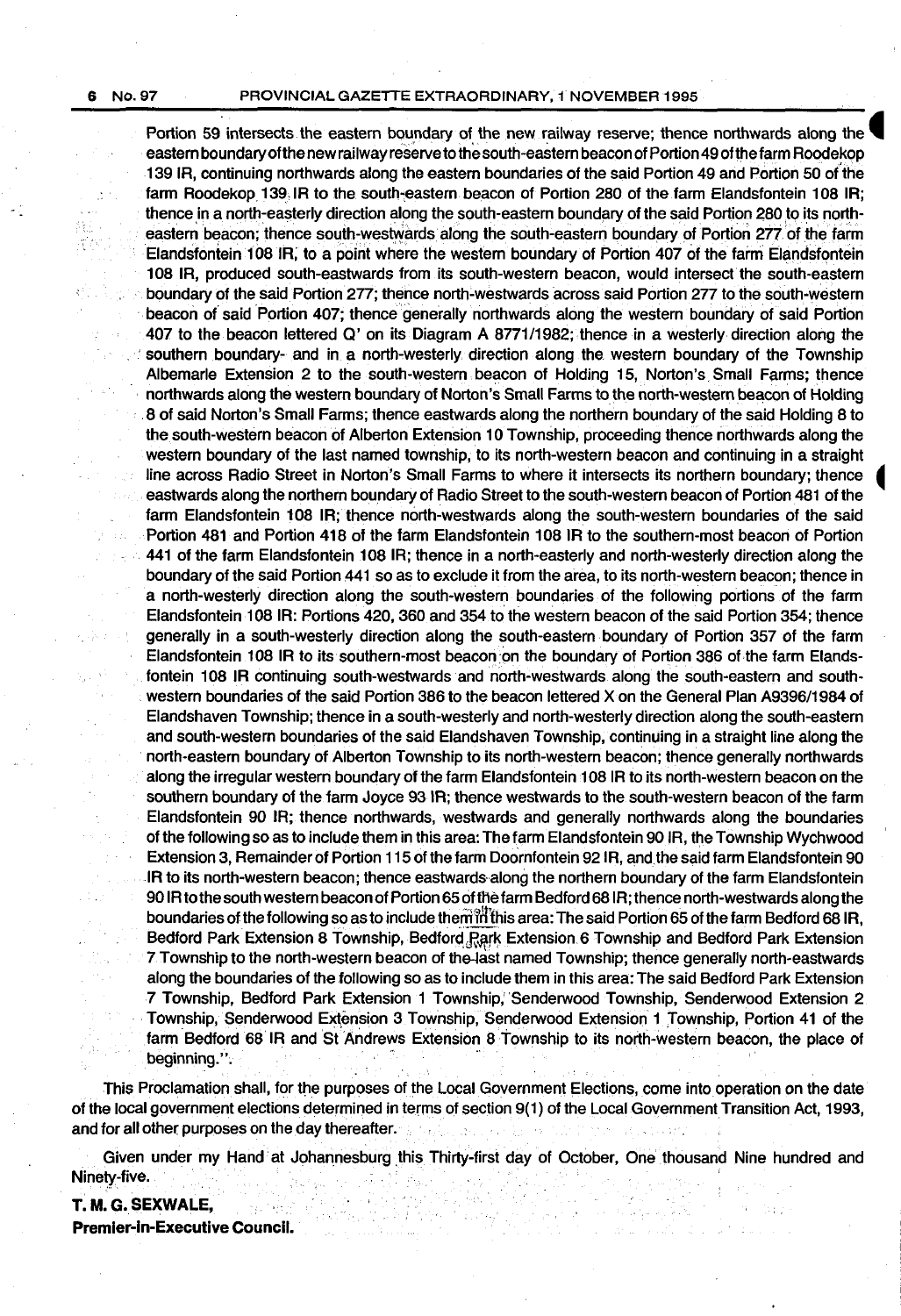Portion 59 intersects the eastern boundary of the new railway reserve; thence northwards along the eastern boundary of the new railway reserve to the south-eastern beacon of Portion 49 of the farm Roodekop 139 IR, continuing northwards along the eastern boundaries of the said Portion 49 and Portion 50 of the farm Roodekop 139 IR to the south-eastern beacon of Portion 280 of the farm Elandsfontein 108 IR; thence in a north-easterly direction along the south-eastern boundary of the said Portion 280 to its north-eastern beacon; thence south-westwards along the south-eastern boundary of Portion 277 of the farm Elandsfontein 108 IR, to a point where the western boundary of Portion 407 of the farm Elandsfontein 108 IR, produced south-eastwards from its south-western beacon, would intersect the south-eastern boundary of the said Portion 277; thence north-westwards across said Portion 277 to the south-western beacon of said Portion 407; thence generally northwards along the western boundary of said Portion 407 to the beacon lettered Q' on its Diagram A 8771/1982; thence in a westerly direction along the southern boundary- and in a north-westerly direction along the western boundary of the Township Albemarle Extension 2 to the south-western beacon of Holding 15, Norton's Small Farms; thence northwards along the western boundary of Norton's Small Farms to the north-western beacon of Holding 8 of said Norton's Small Farms; thence eastwards along the northern boundary of the said Holding 8 to the south-western beacon of Alberton Extension 10 Township, proceeding thence northwards along the western boundary of the last named township, to its north-western beacon and continuing in a straight line across Radio Street in Norton's Small Farms to where it intersects its northern boundary; thence eastwards along the northern boundary of Radio Street to the south-western beacon of Portion 481 of the farm Elandsfontein 108 IR; thence north-westwards along the south-western boundaries of the said Portion 481 and Portion 418 of the farm Elandsfontein 108 IR to the southern-most beacon of Portion 441 of the farm Elandsfontein 108 IR; thence in a north-easterly and north-westerly direction along the boundary of the said Portion 441 so as to exclude it from the area, to its north-western beacon; thence in a north-westerly direction along the south-western boundaries of the following portions of the farm Elandsfontein 108 IR: Portions 420, 360 and 354 to the western beacon of the said Portion 354; thence generally in a south-westerly direction along the south-eastern boundary of Portion 357 of the farm Elandsfontein 108 IR to its southern-most beacon on the boundary of Portion 386 of the farm Elandsfontein 108 IR continuing south-westwards and north-westwards along the south-eastern and south-western boundaries of the said Portion 386 to the beacon lettered X on the General Plan A9396/1984 of Elandshaven Township; thence in a south-westerly and north-westerly direction along the south-eastern and south-western boundaries of the said Elandshaven Township, continuing in a straight line along the north-eastern boundary of Alberton Township to its north-western beacon; thence generally northwards along the irregular western boundary of the farm Elandsfontein 108 IR to its north-western beacon on the southern boundary of the farm Joyce 93 IR; thence westwards to the south-western beacon of the farm Elandsfontein 90 IR; thence northwards, westwards and generally northwards along the boundaries of the following so as to include them in this area: The farm Elandsfontein 90 IR, the Township Wychwood Extension 3, Remainder of Portion 115 of the farm Doornfontein 92 IR, and the said farm Elandsfontein 90 IR to its north-western beacon; thence eastwards along the northern boundary of the farm Elandsfontein 90 IR to the south western beacon of Portion 65 of the farm Bedford 68 IR; thence north-westwards along the boundaries of the following so as to include them in this area: The said Portion 65 of the farm Bedford 68 IR, Bedford Park Extension 8 Township, Bedford Park Extension 6 Township and Bedford Park Extension 7 Township to the north-western beacon of the last named Township; thence generally north-eastwards along the boundaries of the following so as to include them in this area: The said Bedford Park Extension 7 Township, Bedford Park Extension 1 Township, Senderwood Township, Senderwood Extension 2 Township, Senderwood Extension 3 Township, Senderwood Extension 1 Township, Portion 41 of the farm Bedford 68 IR and St Andrews Extension 8 Township to its north-western beacon, the place of beginning.".

This Proclamation shall, for the purposes of the Local Government Elections, come into operation on the date of the local government elections determined in terms of section 9(1) of the Local Government Transition Act, 1993, and for all other purposes on the day thereafter.

Given under my Hand at Johannesburg this Thirty-first day of October, One thousand Nine hundred and Ninety-five.

**T. M. G. SEXWALE,**
**Premier-in-Executive Council.**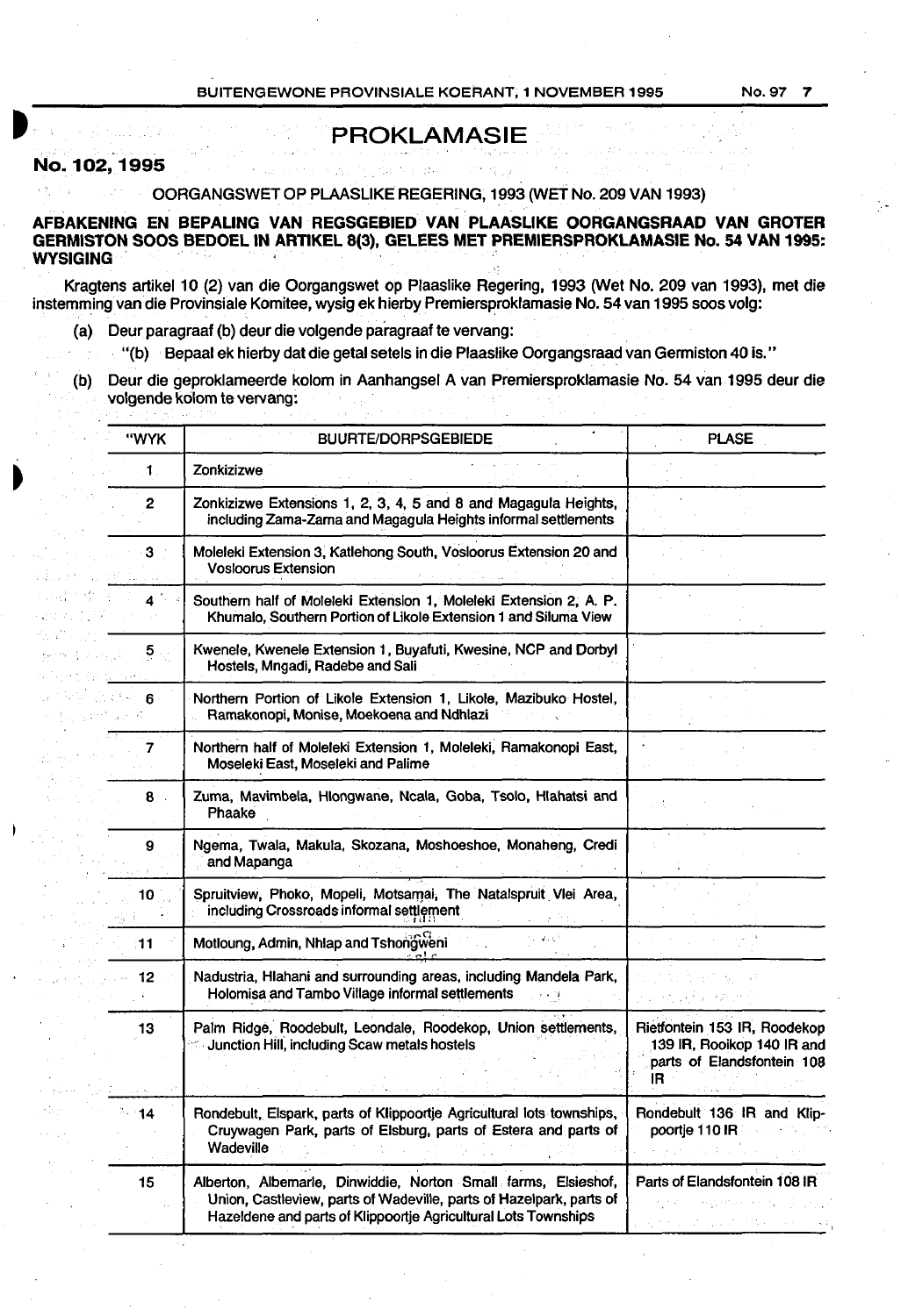# PROKLAMASIE

**No. 102, 1995**

OORGANGSWET OP PLAASLIKE REGERING, 1993 (WET No. 209 VAN 1993)

**AFBAKENING EN BEPALING VAN REGSGEBIED VAN PLAASLIKE OORGANGSRAAD VAN GROTER GERMISTON SOOS BEDOEL IN ARTIKEL 8(3), GELEES MET PREMIERSPROKLAMASIE No. 54 VAN 1995: WYSIGING**

Kragtens artikel 10 (2) van die Oorgangswet op Plaaslike Regering, 1993 (Wet No. 209 van 1993), met die instemming van die Provinsiale Komitee, wysig ek hierby Premiersproklamasie No. 54 van 1995 soos volg:

(a) Deur paragraaf (b) deur die volgende paragraaf te vervang:

"(b) Bepaal ek hierby dat die getal setels in die Plaaslike Oorgangsraad van Germiston 40 is."

(b) Deur die geproklameerde kolom in Aanhangsel A van Premiersproklamasie No. 54 van 1995 deur die volgende kolom te vervang:

| "WYK | BUURTE/DORPSGEBIEDE | PLASE |
|---|---|---|
| 1 | Zonkizizwe | |
| 2 | Zonkizizwe Extensions 1, 2, 3, 4, 5 and 8 and Magagula Heights, including Zama-Zama and Magagula Heights informal settlements | |
| 3 | Moleleki Extension 3, Katlehong South, Vosloorus Extension 20 and Vosloorus Extension | |
| 4 | Southern half of Moleleki Extension 1, Moleleki Extension 2, A. P. Khumalo, Southern Portion of Likole Extension 1 and Siluma View | |
| 5 | Kwenele, Kwenele Extension 1, Buyafuti, Kwesine, NCP and Dorbyl Hostels, Mngadi, Radebe and Sali | |
| 6 | Northern Portion of Likole Extension 1, Likole, Mazibuko Hostel, Ramakonopi, Monise, Moekoena and Ndhlazi | |
| 7 | Northern half of Moleleki Extension 1, Moleleki, Ramakonopi East, Moseleki East, Moseleki and Palime | |
| 8 | Zuma, Mavimbela, Hlongwane, Ncala, Goba, Tsolo, Hlahatsi and Phaake | |
| 9 | Ngema, Twala, Makula, Skozana, Moshoeshoe, Monaheng, Credi and Mapanga | |
| 10 | Spruitview, Phoko, Mopeli, Motsamai, The Natalspruit Vlei Area, including Crossroads informal settlement | |
| 11 | Motloung, Admin, Nhlap and Tshongweni | |
| 12 | Nadustria, Hlahani and surrounding areas, including Mandela Park, Holomisa and Tambo Village informal settlements | |
| 13 | Palm Ridge, Roodebult, Leondale, Roodekop, Union settlements, Junction Hill, including Scaw metals hostels | Rietfontein 153 IR, Roodekop 139 IR, Rooikop 140 IR and parts of Elandsfontein 108 IR |
| 14 | Rondebult, Elspark, parts of Klippoortje Agricultural lots townships, Cruywagen Park, parts of Elsburg, parts of Estera and parts of Wadeville | Rondebult 136 IR and Klippoortje 110 IR |
| 15 | Alberton, Albemarle, Dinwiddie, Norton Small farms, Elsieshof, Union, Castleview, parts of Wadeville, parts of Hazelpark, parts of Hazeldene and parts of Klippoortje Agricultural Lots Townships | Parts of Elandsfontein 108 IR |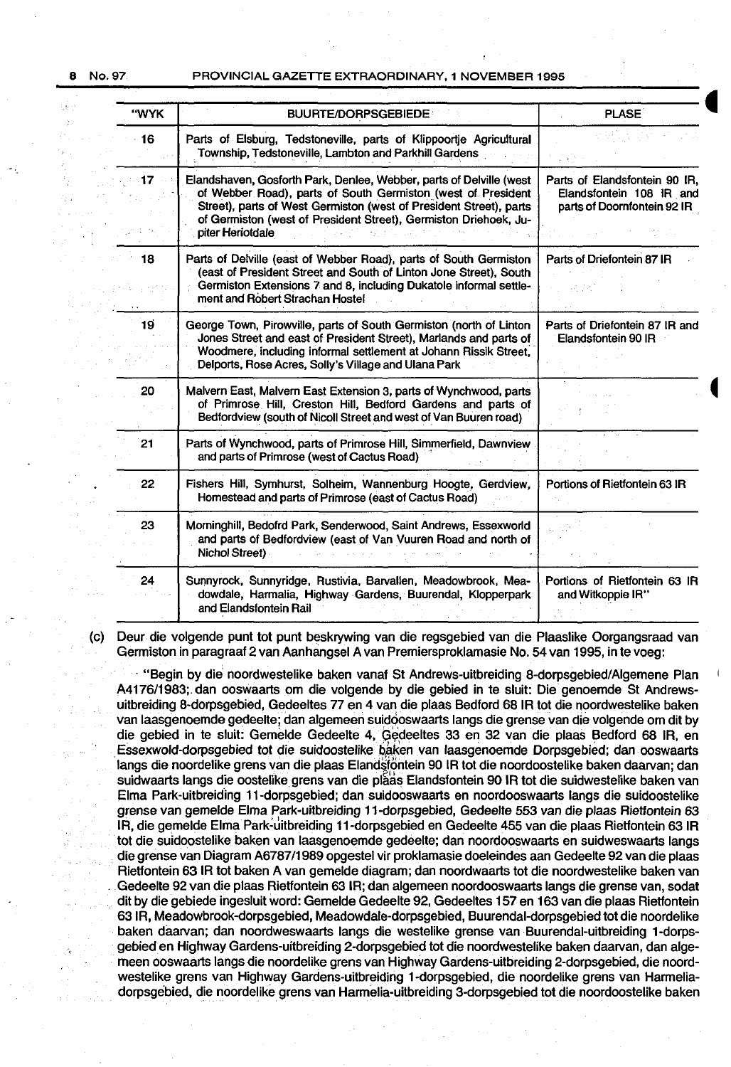| "WYK | BUURTE/DORPSGEBIEDE | PLASE |
|---|---|---|
| 16 | Parts of Elsburg, Tedstoneville, parts of Klippoortje Agricultural Township, Tedstoneville, Lambton and Parkhill Gardens | |
| 17 | Elandshaven, Gosforth Park, Denlee, Webber, parts of Delville (west of Webber Road), parts of South Germiston (west of President Street), parts of West Germiston (west of President Street), parts of Germiston (west of President Street), Germiston Driehoek, Jupiter Heriotdale | Parts of Elandsfontein 90 IR, Elandsfontein 108 IR and parts of Doornfontein 92 IR |
| 18 | Parts of Delville (east of Webber Road), parts of South Germiston (east of President Street and South of Linton Jone Street), South Germiston Extensions 7 and 8, including Dukatole informal settlement and Robert Strachan Hostel | Parts of Driefontein 87 IR |
| 19 | George Town, Pirowville, parts of South Germiston (north of Linton Jones Street and east of President Street), Marlands and parts of Woodmere, including informal settlement at Johann Rissik Street, Delports, Rose Acres, Solly's Village and Ulana Park | Parts of Driefontein 87 IR and Elandsfontein 90 IR |
| 20 | Malvern East, Malvern East Extension 3, parts of Wynchwood, parts of Primrose Hill, Creston Hill, Bedford Gardens and parts of Bedfordview (south of Nicoll Street and west of Van Buuren road) | |
| 21 | Parts of Wynchwood, parts of Primrose Hill, Simmerfield, Dawnview and parts of Primrose (west of Cactus Road) | |
| 22 | Fishers Hill, Symhurst, Solheim, Wannenburg Hoogte, Gerdview, Homestead and parts of Primrose (east of Cactus Road) | Portions of Rietfontein 63 IR |
| 23 | Morninghill, Bedofrd Park, Senderwood, Saint Andrews, Essexworld and parts of Bedfordview (east of Van Vuuren Road and north of Nichol Street) | |
| 24 | Sunnyrock, Sunnyridge, Rustivia, Barvallen, Meadowbrook, Meadowdale, Harmalia, Highway Gardens, Buurendal, Klopperpark and Elandsfontein Rail | Portions of Rietfontein 63 IR and Witkoppie IR" |

(c) Deur die volgende punt tot punt beskrywing van die regsgebied van die Plaaslike Oorgangsraad van Germiston in paragraaf 2 van Aanhangsel A van Premiersproklamasie No. 54 van 1995, in te voeg:

"Begin by die noordwestelike baken vanaf St Andrews-uitbreiding 8-dorpsgebied/Algemene Plan A4176/1983; dan ooswaarts om die volgende by die gebied in te sluit: Die genoemde St Andrews-uitbreiding 8-dorpsgebied, Gedeeltes 77 en 4 van die plaas Bedford 68 IR tot die noordwestelike baken van laasgenoemde gedeelte; dan algemeen suidooswaarts langs die grense van die volgende om dit by die gebied in te sluit: Gemelde Gedeelte 4, Gedeeltes 33 en 32 van die plaas Bedford 68 IR, en Essexwold-dorpsgebied tot die suidoostelike baken van laasgenoemde Dorpsgebied; dan ooswaarts langs die noordelike grens van die plaas Elandsfontein 90 IR tot die noordoostelike baken daarvan; dan suidwaarts langs die oostelike grens van die plaas Elandsfontein 90 IR tot die suidwestelike baken van Elma Park-uitbreiding 11-dorpsgebied; dan suidooswaarts en noordooswaarts langs die suidoostelike grense van gemelde Elma Park-uitbreiding 11-dorpsgebied, Gedeelte 553 van die plaas Rietfontein 63 IR, die gemelde Elma Park-uitbreiding 11-dorpsgebied en Gedeelte 455 van die plaas Rietfontein 63 IR tot die suidoostelike baken van laasgenoemde gedeelte; dan noordooswaarts en suidweswaarts langs die grense van Diagram A6787/1989 opgestel vir proklamasie doeleindes aan Gedeelte 92 van die plaas Rietfontein 63 IR tot baken A van gemelde diagram; dan noordwaarts tot die noordwestelike baken van Gedeelte 92 van die plaas Rietfontein 63 IR; dan algemeen noordooswaarts langs die grense van, sodat dit by die gebiede ingesluit word: Gemelde Gedeelte 92, Gedeeltes 157 en 163 van die plaas Rietfontein 63 IR, Meadowbrook-dorpsgebied, Meadowdale-dorpsgebied, Buurendal-dorpsgebied tot die noordelike baken daarvan; dan noordweswaarts langs die westelike grense van Buurendal-uitbreiding 1-dorpsgebied en Highway Gardens-uitbreiding 2-dorpsgebied tot die noordwestelike baken daarvan, dan algemeen ooswaarts langs die noordelike grens van Highway Gardens-uitbreiding 2-dorpsgebied, die noordwestelike grens van Highway Gardens-uitbreiding 1-dorpsgebied, die noordelike grens van Harmelia-dorpsgebied, die noordelike grens van Harmelia-uitbreiding 3-dorpsgebied tot die noordoostelike baken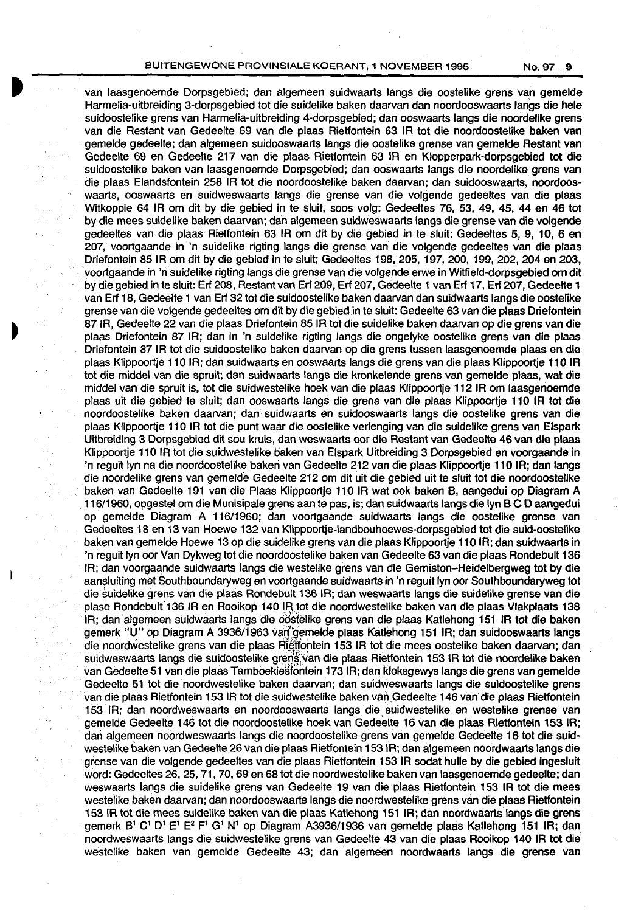van laasgenoemde Dorpsgebied; dan algemeen suidwaarts langs die oostelike grens van gemelde Harmelia-uitbreiding 3-dorpsgebied tot die suidelike baken daarvan dan noordooswaarts langs die hele suidoostelike grens van Harmelia-uitbreiding 4-dorpsgebied; dan ooswaarts langs die noordelike grens van die Restant van Gedeelte 69 van die plaas Rietfontein 63 IR tot die noordoostelike baken van gemelde gedeelte; dan algemeen suidooswaarts langs die oostelike grense van gemelde Restant van Gedeelte 69 en Gedeelte 217 van die plaas Rietfontein 63 IR en Klopperpark-dorpsgebied tot die suidoostelike baken van laasgenoemde Dorpsgebied; dan ooswaarts langs die noordelike grens van die plaas Elandsfontein 258 IR tot die noordoostelike baken daarvan; dan suidooswaarts, noordooswaarts, ooswaarts en suidweswaarts langs die grense van die volgende gedeeltes van die plaas Witkoppie 64 IR om dit by die gebied in te sluit, soos volg: Gedeeltes 76, 53, 49, 45, 44 en 46 tot by die mees suidelike baken daarvan; dan algemeen suidweswaarts langs die grense van die volgende gedeeltes van die plaas Rietfontein 63 IR om dit by die gebied in te sluit: Gedeeltes 5, 9, 10, 6 en 207, voortgaande in 'n suidelike rigting langs die grense van die volgende gedeeltes van die plaas Driefontein 85 IR om dit by die gebied in te sluit; Gedeeltes 198, 205, 197, 200, 199, 202, 204 en 203, voortgaande in 'n suidelike rigting langs die grense van die volgende erwe in Witfield-dorpsgebied om dit by die gebied in te sluit: Erf 208, Restant van Erf 209, Erf 207, Gedeelte 1 van Erf 17, Erf 207, Gedeelte 1 van Erf 18, Gedeelte 1 van Erf 32 tot die suidoostelike baken daarvan dan suidwaarts langs die oostelike grense van die volgende gedeeltes om dit by die gebied in te sluit: Gedeelte 63 van die plaas Driefontein 87 IR, Gedeelte 22 van die plaas Driefontein 85 IR tot die suidelike baken daarvan op die grens van die plaas Driefontein 87 IR; dan in 'n suidelike rigting langs die ongelyke oostelike grens van die plaas Driefontein 87 IR tot die suidoostelike baken daarvan op die grens tussen laasgenoemde plaas en die plaas Klippoortje 110 IR; dan suidwaarts en ooswaarts langs die grens van die plaas Klippoortje 110 IR tot die middel van die spruit; dan suidwaarts langs die kronkelende grens van gemelde plaas, wat die middel van die spruit is, tot die suidwestelike hoek van die plaas Klippoortje 112 IR om laasgenoemde plaas uit die gebied te sluit; dan ooswaarts langs die grens van die plaas Klippoortje 110 IR tot die noordoostelike baken daarvan; dan suidwaarts en suidooswaarts langs die oostelike grens van die plaas Klippoortje 110 IR tot die punt waar die oostelike verlenging van die suidelike grens van Elspark Uitbreiding 3 Dorpsgebied dit sou kruis, dan weswaarts oor die Restant van Gedeelte 46 van die plaas Klippoortje 110 IR tot die suidwestelike baken van Elspark Uitbreiding 3 Dorpsgebied en voorgaande in 'n reguit lyn na die noordoostelike baken van Gedeelte 212 van die plaas Klippoortje 110 IR; dan langs die noordelike grens van gemelde Gedeelte 212 om dit uit die gebied uit te sluit tot die noordoostelike baken van Gedeelte 191 van die Plaas Klippoortje 110 IR wat ook baken B, aangedui op Diagram A 116/1960, opgestel om die Munisipale grens aan te pas, is; dan suidwaarts langs die lyn B C D aangedui op gemelde Diagram A 116/1960; dan voortgaande suidwaarts langs die oostelike grense van Gedeeltes 18 en 13 van Hoewe 132 van Klippoortje-landbouhoewes-dorpsgebied tot die suid-oostelike baken van gemelde Hoewe 13 op die suidelike grens van die plaas Klippoortje 110 IR; dan suidwaarts in 'n reguit lyn oor Van Dykweg tot die noordoostelike baken van Gedeelte 63 van die plaas Rondebult 136 IR; dan voorgaande suidwaarts langs die westelike grens van die Gemiston–Heidelbergweg tot by die aansluiting met Southboundaryweg en voortgaande suidwaarts in 'n reguit lyn oor Southboundaryweg tot die suidelike grens van die plaas Rondebult 136 IR; dan weswaarts langs die suidelike grense van die plase Rondebult 136 IR en Rooikop 140 IR tot die noordwestelike baken van die plaas Vlakplaats 138 IR; dan algemeen suidwaarts langs die oostelike grens van die plaas Katlehong 151 IR tot die baken gemerk "U" op Diagram A 3936/1963 van gemelde plaas Katlehong 151 IR; dan suidooswaarts langs die noordwestelike grens van die plaas Rietfontein 153 IR tot die mees oostelike baken daarvan; dan suidweswaarts langs die suidoostelike grens van die plaas Rietfontein 153 IR tot die noordelike baken van Gedeelte 51 van die plaas Tamboekiesfontein 173 IR; dan kloksgewys langs die grens van gemelde Gedeelte 51 tot die noordwestelike baken daarvan; dan suidweswaarts langs die suidoostelike grens van die plaas Rietfontein 153 IR tot die suidwestelike baken van Gedeelte 146 van die plaas Rietfontein 153 IR; dan noordweswaarts en noordooswaarts langs die suidwestelike en westelike grense van gemelde Gedeelte 146 tot die noordoostelike hoek van Gedeelte 16 van die plaas Rietfontein 153 IR; dan algemeen noordweswaarts langs die noordoostelike grens van gemelde Gedeelte 16 tot die suidwestelike baken van Gedeelte 26 van die plaas Rietfontein 153 IR; dan algemeen noordwaarts langs die grense van die volgende gedeeltes van die plaas Rietfontein 153 IR sodat hulle by die gebied ingesluit word: Gedeeltes 26, 25, 71, 70, 69 en 68 tot die noordwestelike baken van laasgenoemde gedeelte; dan weswaarts langs die suidelike grens van Gedeelte 19 van die plaas Rietfontein 153 IR tot die mees westelike baken daarvan; dan noordooswaarts langs die noordwestelike grens van die plaas Rietfontein 153 IR tot die mees suidelike baken van die plaas Katlehong 151 IR; dan noordwaarts langs die grens gemerk $B^1$ $C^1$ $D^1$ $E^1$ $E^2$ $F^1$ $G^1$ $N^1$ op Diagram A3936/1936 van gemelde plaas Katlehong 151 IR; dan noordweswaarts langs die suidwestelike grens van Gedeelte 43 van die plaas Rooikop 140 IR tot die westelike baken van gemelde Gedeelte 43; dan algemeen noordwaarts langs die grense van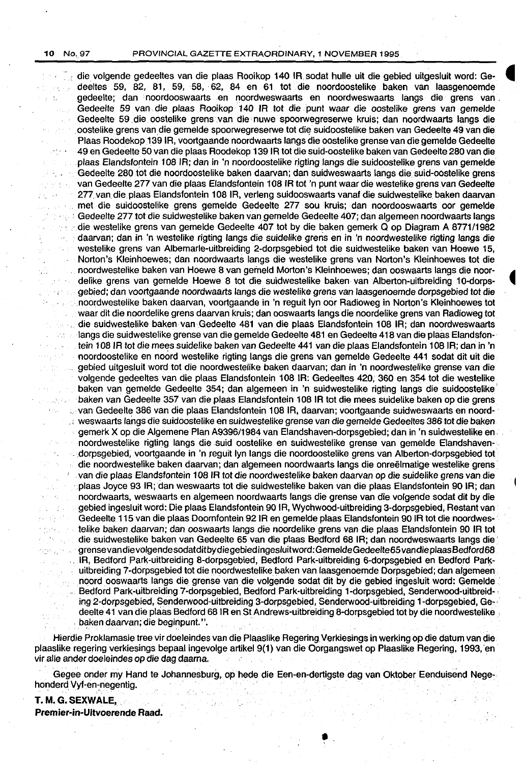die volgende gedeeltes van die plaas Rooikop 140 IR sodat hulle uit die gebied uitgesluit word: Gedeeltes 59, 82, 81, 59, 58, 62, 84 en 61 tot die noordoostelike baken van laasgenoemde gedeelte; dan noordooswaarts en noordweswaarts en noordweswaarts langs die grens van Gedeelte 59 van die plaas Rooikop 140 IR tot die punt waar die oostelike grens van gemelde Gedeelte 59 die oostelike grens van die nuwe spoorwegreserwe kruis; dan noordwaarts langs die oostelike grens van die gemelde spoorwegreserwe tot die suidoostelike baken van Gedeelte 49 van die Plaas Roodekop 139 IR, voortgaande noordwaarts langs die oostelike grense van die gemelde Gedeelte 49 en Gedeelte 50 van die plaas Roodekop 139 IR tot die suid-oostelike baken van Gedeelte 280 van die plaas Elandsfontein 108 IR; dan in 'n noordoostelike rigting langs die suidoostelike grens van gemelde Gedeelte 280 tot die noordoostelike baken daarvan; dan suidweswaarts langs die suid-oostelike grens van Gedeelte 277 van die plaas Elandsfontein 108 IR tot 'n punt waar die westelike grens van Gedeelte 277 van die plaas Elandsfontein 108 IR, verleng suidooswaarts vanaf die suidwestelike baken daarvan met die suidoostelike grens gemelde Gedeelte 277 sou kruis; dan noordooswaarts oor gemelde Gedeelte 277 tot die suidwestelike baken van gemelde Gedeelte 407; dan algemeen noordwaarts langs die westelike grens van gemelde Gedeelte 407 tot by die baken gemerk Q op Diagram A 8771/1982 daarvan; dan in 'n westelike rigting langs die suidelike grens en in 'n noordwestelike rigting langs die westelike grens van Albemarle-uitbreiding 2-dorpsgebied tot die suidwestelike baken van Hoewe 15, Norton's Kleinhoewes; dan noordwaarts langs die westelike grens van Norton's Kleinhoewes tot die noordwestelike baken van Hoewe 8 van gemeld Morton's Kleinhoewes; dan ooswaarts langs die noordelike grens van gemelde Hoewe 8 tot die suidwestelike baken van Alberton-uitbreiding 10-dorpsgebied; dan voortgaande noordwaarts langs die westelike grens van laasgenoemde dorpsgebied tot die noordwestelike baken daarvan, voortgaande in 'n reguit lyn oor Radioweg in Norton's Kleinhoewes tot waar dit die noordelike grens daarvan kruis; dan ooswaarts langs die noordelike grens van Radioweg tot die suidwestelike baken van Gedeelte 481 van die plaas Elandsfontein 108 IR; dan noordweswaarts langs die suidwestelike grense van die gemelde Gedeelte 481 en Gedeelte 418 van die plaas Elandsfontein 108 IR tot die mees suidelike baken van Gedeelte 441 van die plaas Elandsfontein 108 IR; dan in 'n noordoostelike en noord westelike rigting langs die grens van gemelde Gedeelte 441 sodat dit uit die gebied uitgesluit word tot die noordwestelike baken daarvan; dan in 'n noordwestelike grense van die volgende gedeeltes van die plaas Elandsfontein 108 IR: Gedeeltes 420, 360 en 354 tot die westelike baken van gemelde Gedeelte 354; dan algemeen in 'n suidwestelike rigting langs die suidoostelike baken van Gedeelte 357 van die plaas Elandsfontein 108 IR tot die mees suidelike baken op die grens van Gedeelte 386 van die plaas Elandsfontein 108 IR, daarvan; voortgaande suidweswaarts en noordweswaarts langs die suidoostelike en suidwestelike grense van die gemelde Gedeeltes 386 tot die baken gemerk X op die Algemene Plan A9396/1984 van Elandshaven-dorpsgebied; dan in 'n suidwestelike en noordwestelike rigting langs die suid oostelike en suidwestelike grense van gemelde Elandshaven-dorpsgebied, voortgaande in 'n reguit lyn langs die noordoostelike grens van Alberton-dorpsgebied tot die noordwestelike baken daarvan; dan algemeen noordwaarts langs die onreëlmatige westelike grens van die plaas Elandsfontein 108 IR tot die noordwestelike baken daarvan op die suidelike grens van die plaas Joyce 93 IR; dan weswaarts tot die suidwestelike baken van die plaas Elandsfontein 90 IR; dan noordwaarts, weswaarts en algemeen noordwaarts langs die grense van die volgende sodat dit by die gebied ingesluit word: Die plaas Elandsfontein 90 IR, Wychwood-uitbreiding 3-dorpsgebied, Restant van Gedeelte 115 van die plaas Doornfontein 92 IR en gemelde plaas Elandsfontein 90 IR tot die noordwestelike baken daarvan; dan ooswaarts langs die noordelike grens van die plaas Elandsfontein 90 IR tot die suidwestelike baken van Gedeelte 65 van die plaas Bedford 68 IR; dan noordweswaarts langs die grensevandievolgendesodatditbydiegebiedingesluitword:GemeldeGedeelte65vandieplaasBedford68 IR, Bedford Park-uitbreiding 8-dorpsgebied, Bedford Park-uitbreiding 6-dorpsgebied en Bedford Park-uitbreiding 7-dorpsgebied tot die noordwestelike baken van laasgenoemde Dorpsgebied; dan algemeen noord ooswaarts langs die grense van die volgende sodat dit by die gebied ingesluit word: Gemelde Bedford Park-uitbreiding 7-dorpsgebied, Bedford Park-uitbreiding 1-dorpsgebied, Senderwood-uitbreiding 2-dorpsgebied, Senderwood-uitbreiding 3-dorpsgebied, Senderwood-uitbreiding 1-dorpsgebied, Gedeelte 41 van die plaas Bedford 68 IR en St Andrews-uitbreiding 8-dorpsgebied tot by die noordwestelike baken daarvan; die beginpunt.".

Hierdie Proklamasie tree vir doeleindes van die Plaaslike Regering Verkiesings in werking op die datum van die plaaslike regering verkiesings bepaal ingevolge artikel 9(1) van die Oorgangswet op Plaaslike Regering, 1993, en vir alle ander doeleindes op die dag daarna.

Gegee onder my Hand te Johannesburg, op hede die Een-en-dertigste dag van Oktober Eenduisend Negehonderd Vyf-en-negentig.

**T. M. G. SEXWALE,**
**Premier-in-Uitvoerende Raad.**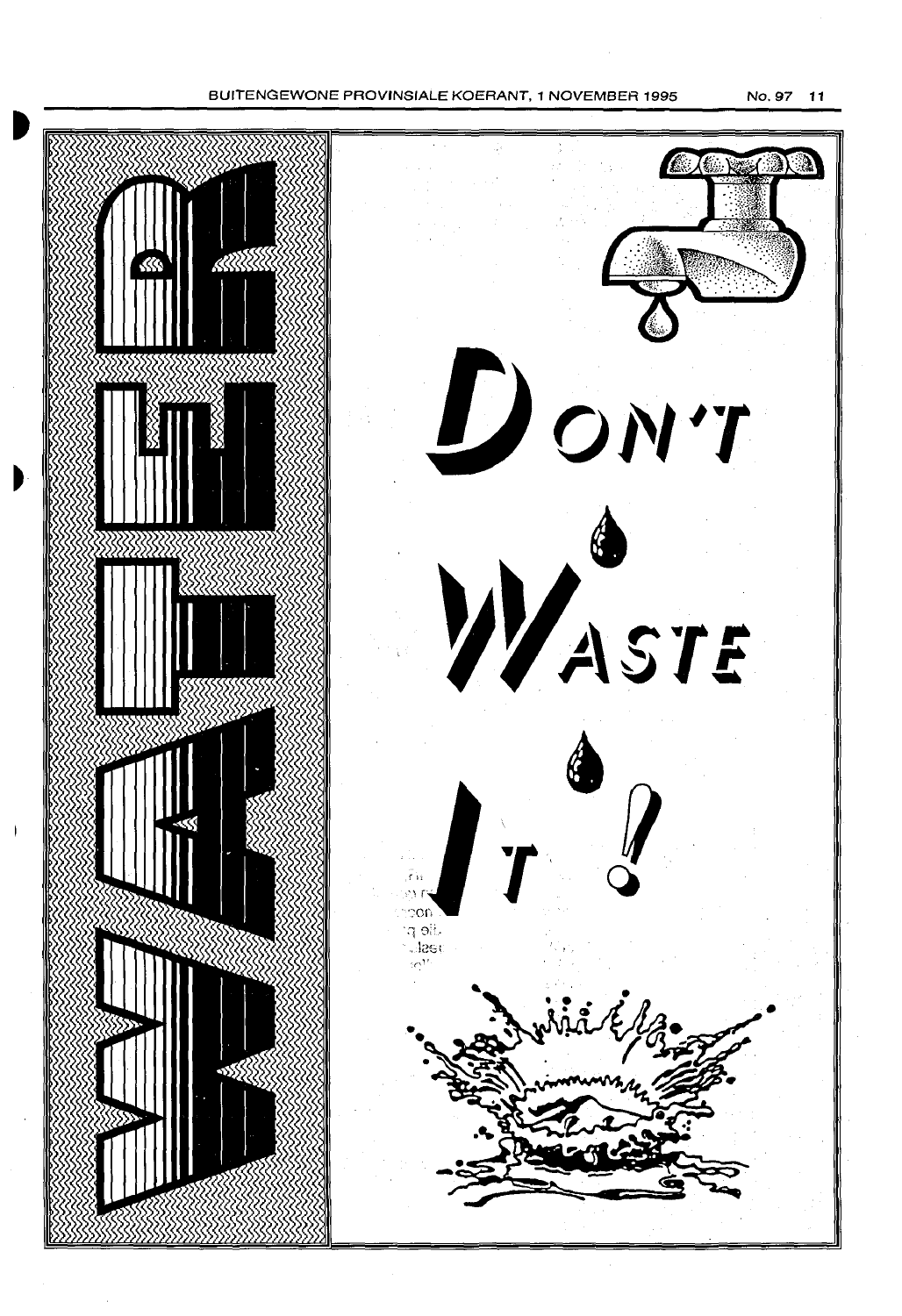WATER

DON'T WASTE IT!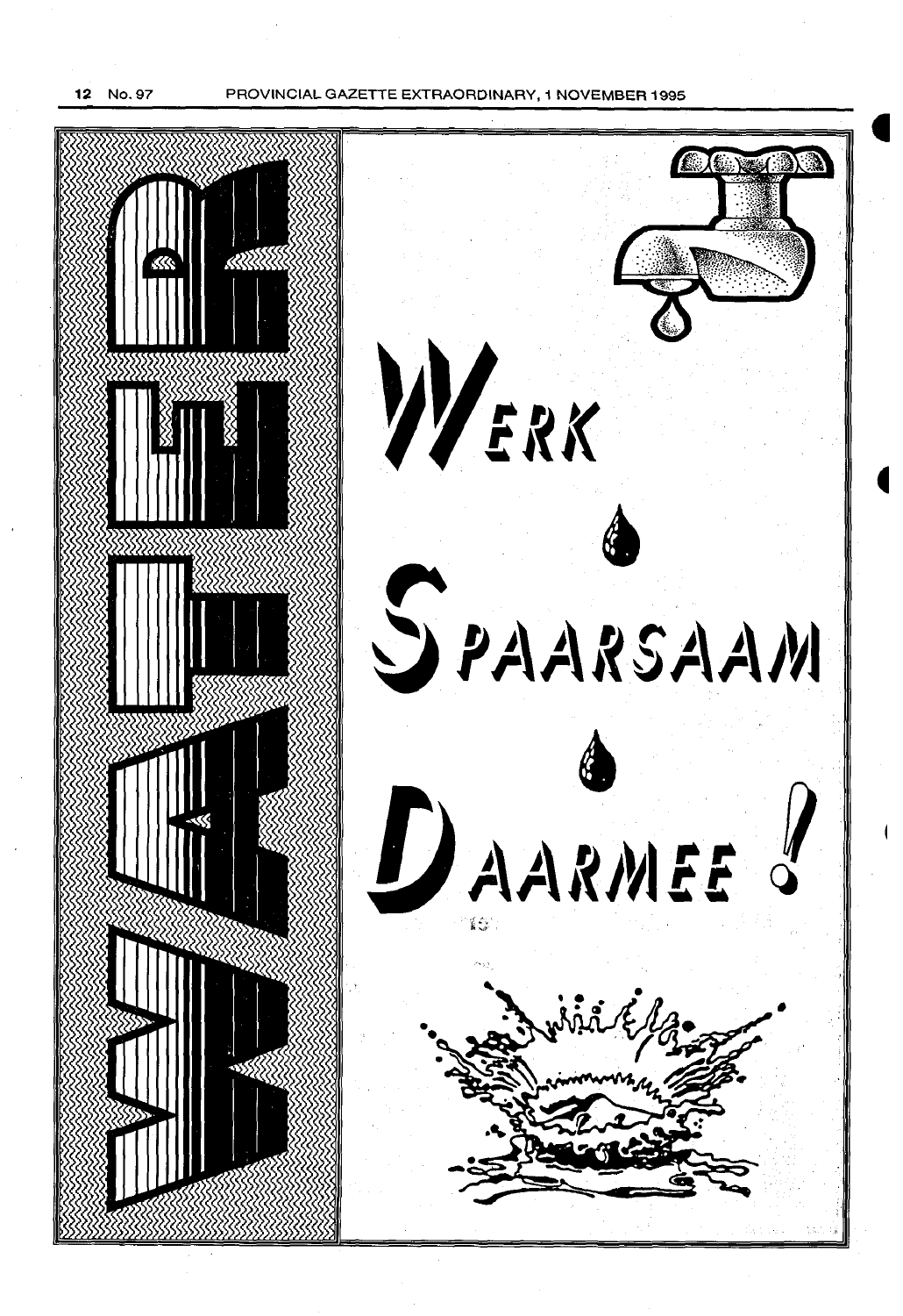WATER

WERK

SPAARSAAM

DAARMEE!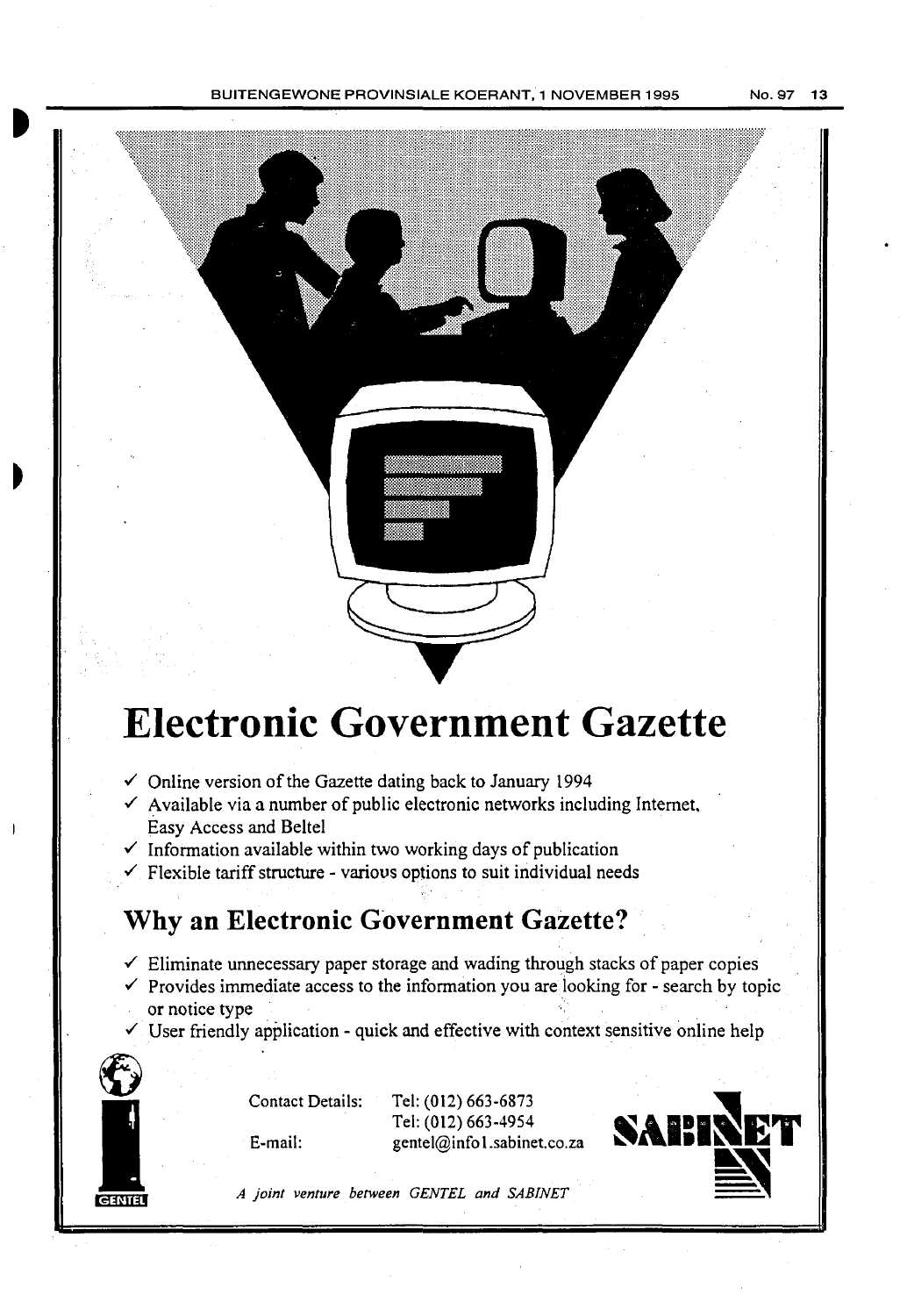# Electronic Government Gazette

- ✓ Online version of the Gazette dating back to January 1994
- ✓ Available via a number of public electronic networks including Internet, Easy Access and Beltel
- ✓ Information available within two working days of publication
- ✓ Flexible tariff structure - various options to suit individual needs

## Why an Electronic Government Gazette?

- ✓ Eliminate unnecessary paper storage and wading through stacks of paper copies
- ✓ Provides immediate access to the information you are looking for - search by topic or notice type
- ✓ User friendly application - quick and effective with context sensitive online help

Contact Details: Tel: (012) 663-6873
Tel: (012) 663-4954
E-mail: gentel@info1.sabinet.co.za

GENTEL

SABINET

*A joint venture between GENTEL and SABINET*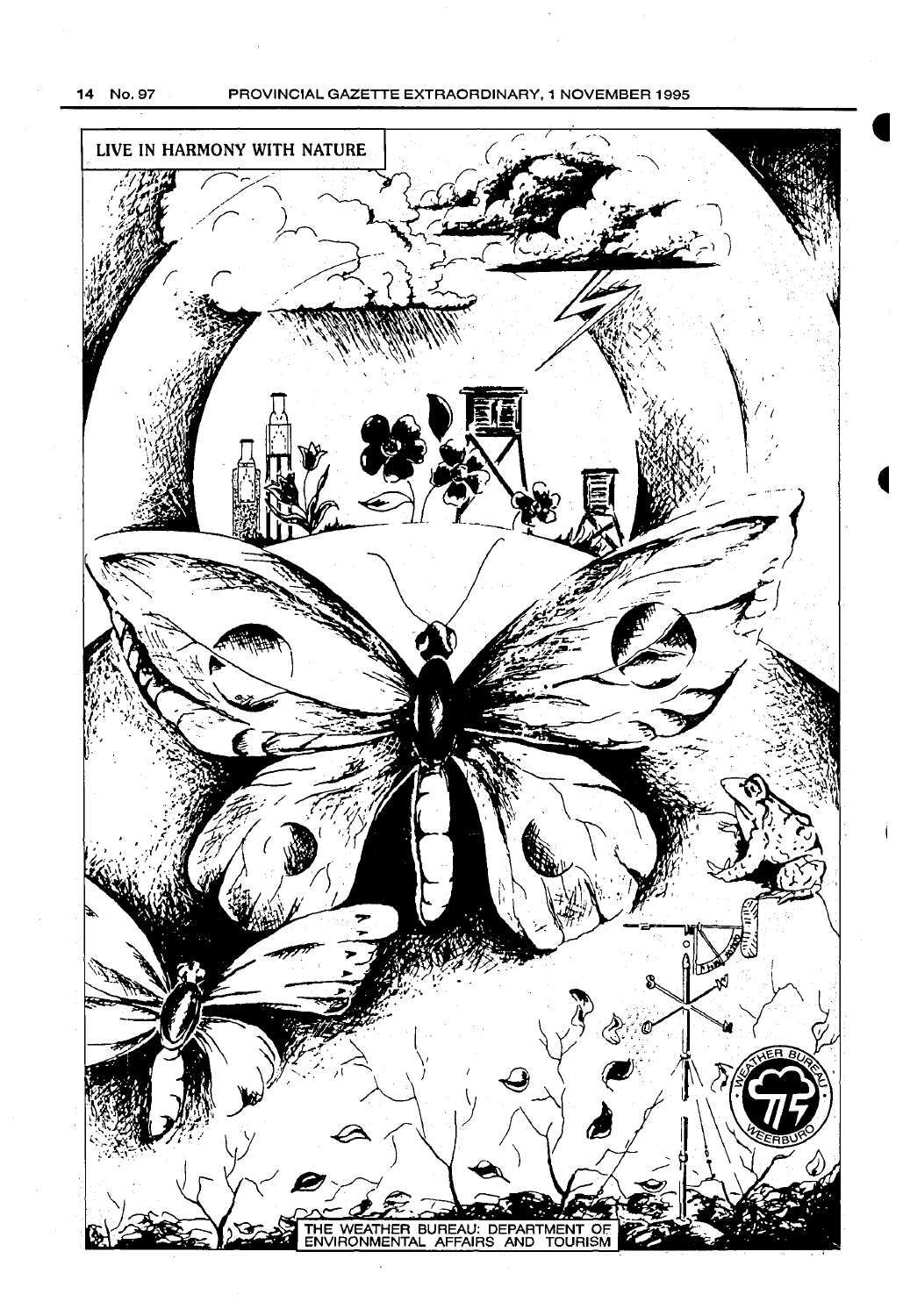LIVE IN HARMONY WITH NATURE

THE WEATHER BUREAU: DEPARTMENT OF ENVIRONMENTAL AFFAIRS AND TOURISM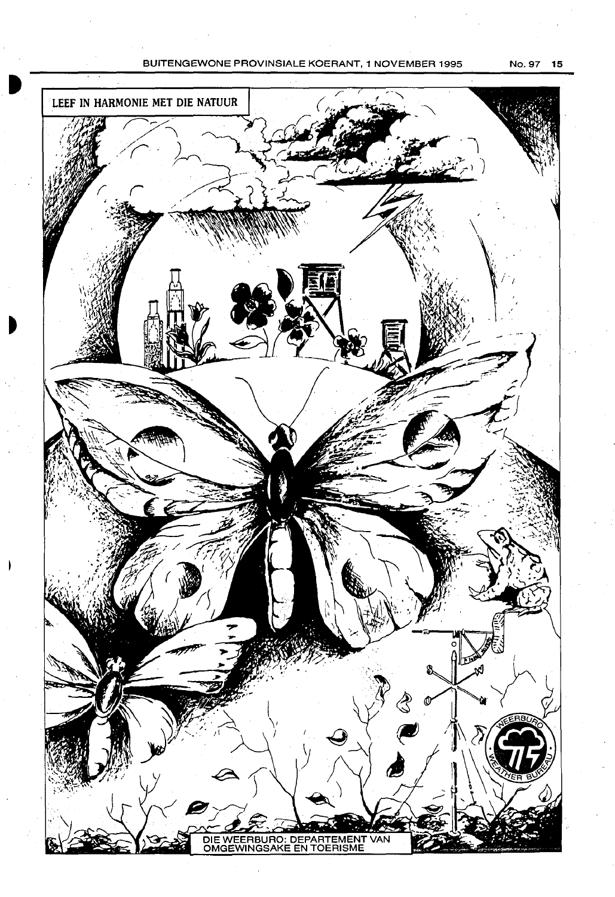LEEF IN HARMONIE MET DIE NATUUR

DIE WEERBURO: DEPARTEMENT VAN OMGEWINGSAKE EN TOERISME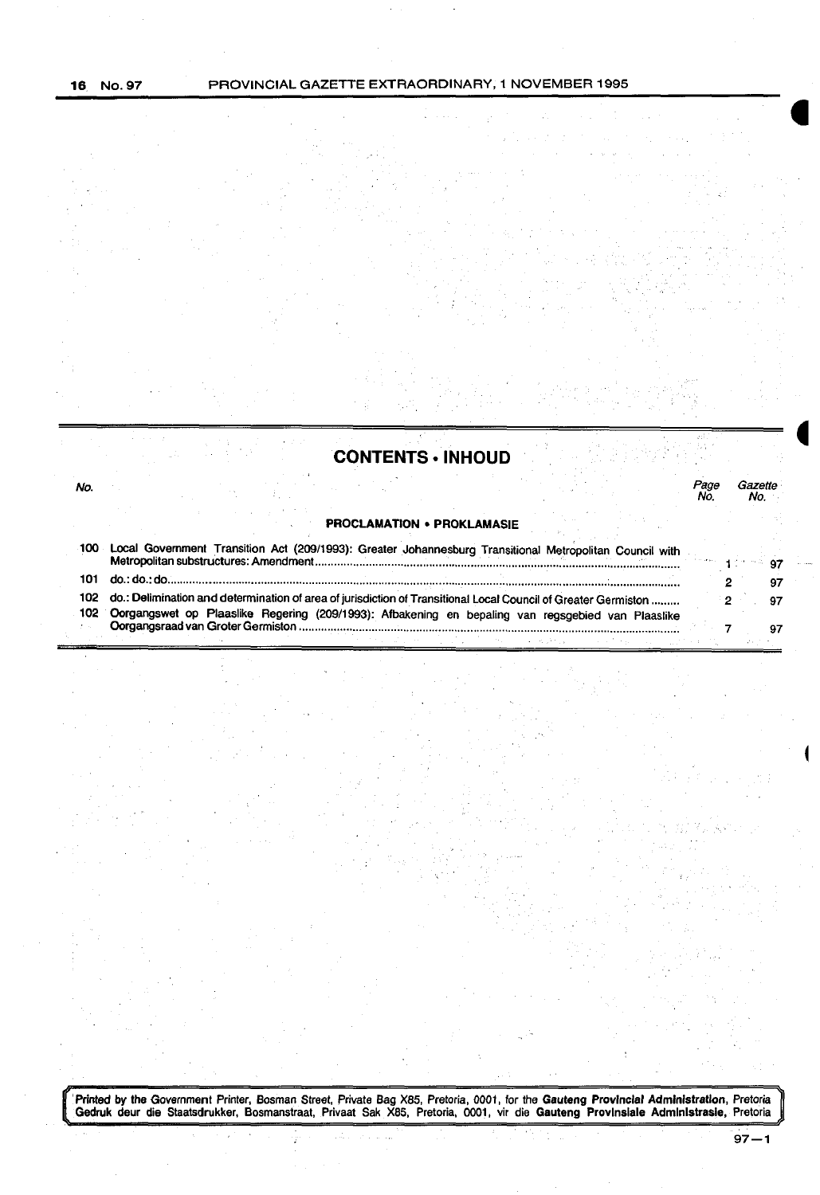## CONTENTS • INHOUD

| No. | | Page No. | Gazette No. |
|---|---|---|---|
| | **PROCLAMATION • PROKLAMASIE** | | |
| 100 | Local Government Transition Act (209/1993): Greater Johannesburg Transitional Metropolitan Council with Metropolitan substructures: Amendment | 1 | 97 |
| 101 | do.: do.: do | 2 | 97 |
| 102 | do.: Delimination and determination of area of jurisdiction of Transitional Local Council of Greater Germiston | 2 | 97 |
| 102 | Oorgangswet op Plaaslike Regering (209/1993): Afbakening en bepaling van regsgebied van Plaaslike Oorgangsraad van Groter Germiston | 7 | 97 |

Printed by the Government Printer, Bosman Street, Private Bag X85, Pretoria, 0001, for the **Gauteng Provincial Administration**, Pretoria
Gedruk deur die Staatsdrukker, Bosmanstraat, Privaat Sak X85, Pretoria, 0001, vir die **Gauteng Provinsiale Administrasie**, Pretoria

97—1